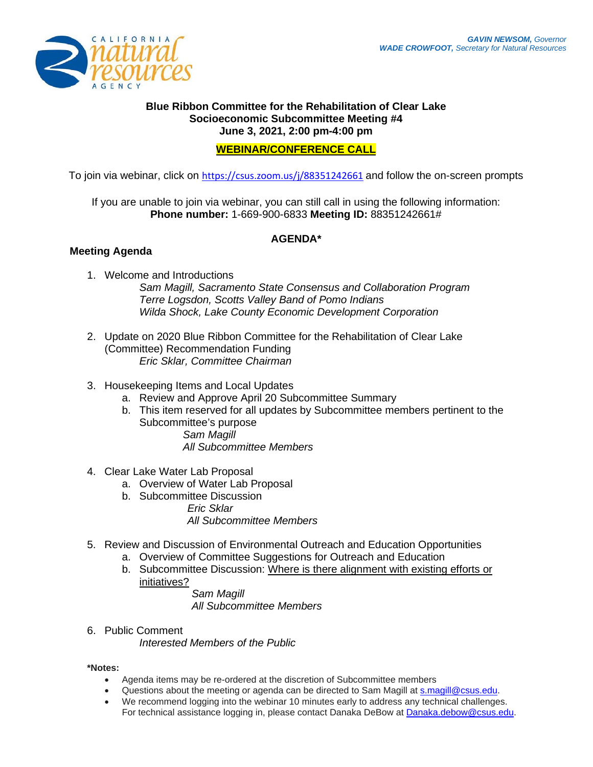*GAVIN NEWSOM, Governor*
*WADE CROWFOOT, Secretary for Natural Resources*

# Blue Ribbon Committee for the Rehabilitation of Clear Lake
## Socioeconomic Subcommittee Meeting #4
## June 3, 2021, 2:00 pm-4:00 pm

**WEBINAR/CONFERENCE CALL**

To join via webinar, click on https://csus.zoom.us/j/88351242661 and follow the on-screen prompts

If you are unable to join via webinar, you can still call in using the following information:
**Phone number:** 1-669-900-6833 **Meeting ID:** 88351242661#

## AGENDA*

### Meeting Agenda

1. Welcome and Introductions
   *Sam Magill, Sacramento State Consensus and Collaboration Program*
   *Terre Logsdon, Scotts Valley Band of Pomo Indians*
   *Wilda Shock, Lake County Economic Development Corporation*

2. Update on 2020 Blue Ribbon Committee for the Rehabilitation of Clear Lake (Committee) Recommendation Funding
   *Eric Sklar, Committee Chairman*

3. Housekeeping Items and Local Updates
   a. Review and Approve April 20 Subcommittee Summary
   b. This item reserved for all updates by Subcommittee members pertinent to the Subcommittee's purpose
      *Sam Magill*
      *All Subcommittee Members*

4. Clear Lake Water Lab Proposal
   a. Overview of Water Lab Proposal
   b. Subcommittee Discussion
      *Eric Sklar*
      *All Subcommittee Members*

5. Review and Discussion of Environmental Outreach and Education Opportunities
   a. Overview of Committee Suggestions for Outreach and Education
   b. Subcommittee Discussion: Where is there alignment with existing efforts or initiatives?
      *Sam Magill*
      *All Subcommittee Members*

6. Public Comment
   *Interested Members of the Public*

**\*Notes:**

- Agenda items may be re-ordered at the discretion of Subcommittee members
- Questions about the meeting or agenda can be directed to Sam Magill at s.magill@csus.edu.
- We recommend logging into the webinar 10 minutes early to address any technical challenges. For technical assistance logging in, please contact Danaka DeBow at Danaka.debow@csus.edu.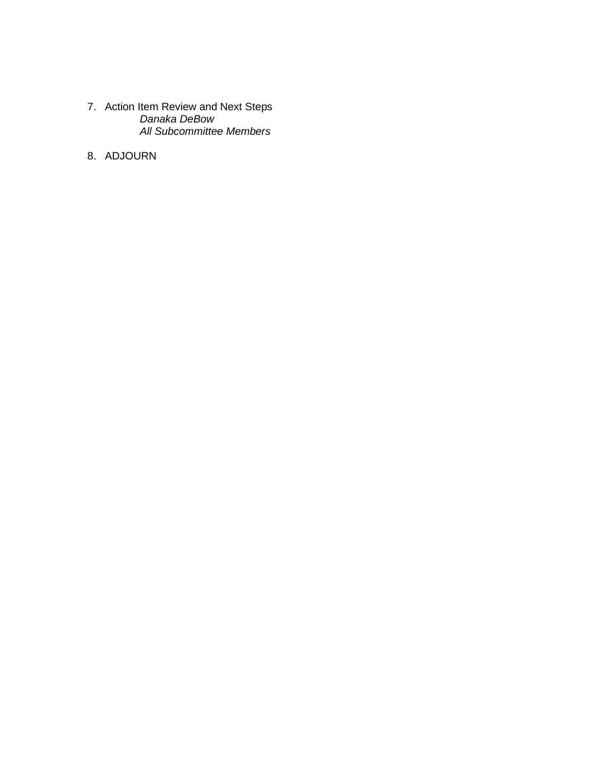7. Action Item Review and Next Steps
   *Danaka DeBow*
   *All Subcommittee Members*

8. ADJOURN